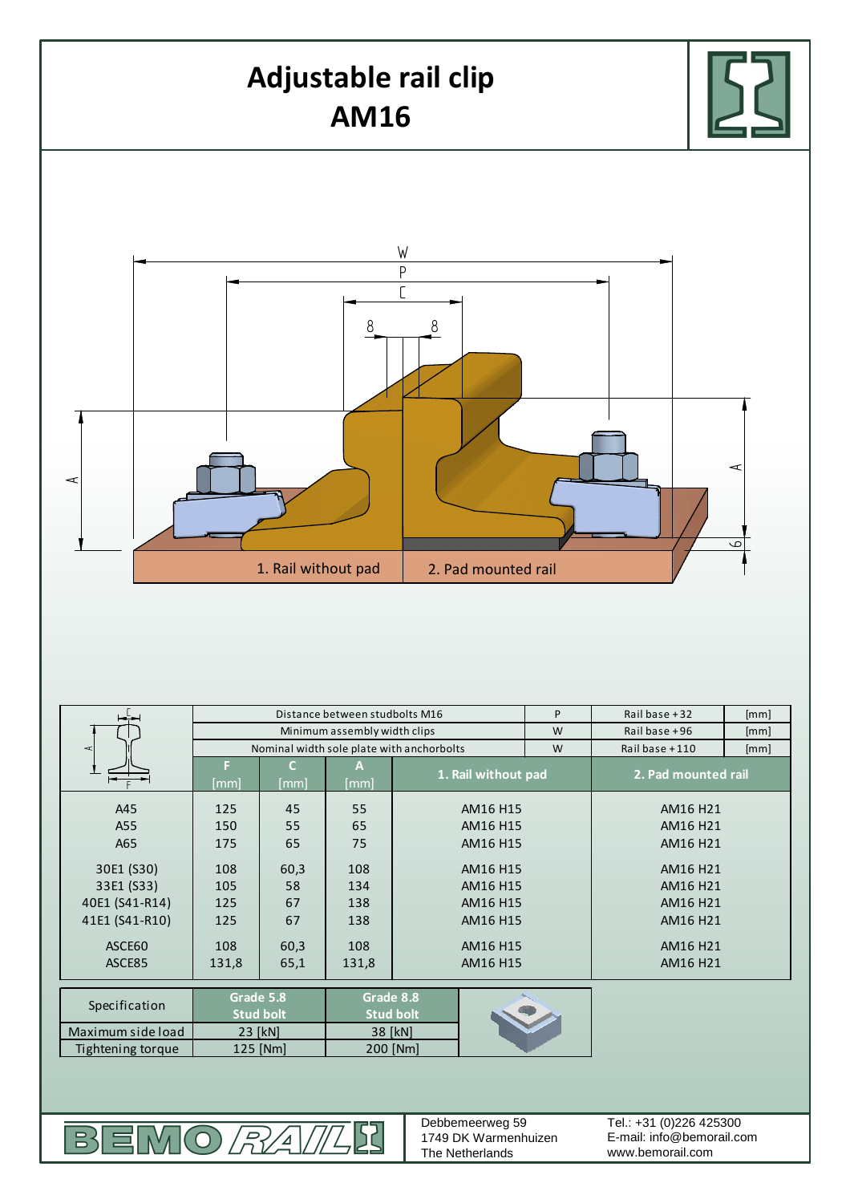# Adjustable rail clip AM16

1. Rail without pad

2. Pad mounted rail

| | | | | | | |
|---|---|---|---|---|---|---|
| | Distance between studbolts M16 | | | P | Rail base + 32 | [mm] |
| | Minimum assembly width clips | | | W | Rail base + 96 | [mm] |
| | Nominal width sole plate with anchorbolts | | | W | Rail base + 110 | [mm] |
| | F [mm] | C [mm] | A [mm] | 1. Rail without pad | 2. Pad mounted rail | |
| A45 | 125 | 45 | 55 | AM16 H15 | AM16 H21 | |
| A55 | 150 | 55 | 65 | AM16 H15 | AM16 H21 | |
| A65 | 175 | 65 | 75 | AM16 H15 | AM16 H21 | |
| 30E1 (S30) | 108 | 60,3 | 108 | AM16 H15 | AM16 H21 | |
| 33E1 (S33) | 105 | 58 | 134 | AM16 H15 | AM16 H21 | |
| 40E1 (S41-R14) | 125 | 67 | 138 | AM16 H15 | AM16 H21 | |
| 41E1 (S41-R10) | 125 | 67 | 138 | AM16 H15 | AM16 H21 | |
| ASCE60 | 108 | 60,3 | 108 | AM16 H15 | AM16 H21 | |
| ASCE85 | 131,8 | 65,1 | 131,8 | AM16 H15 | AM16 H21 | |

| Specification | Grade 5.8 Stud bolt | Grade 8.8 Stud bolt |
|---|---|---|
| Maximum side load | 23 [kN] | 38 [kN] |
| Tightening torque | 125 [Nm] | 200 [Nm] |

BEMO RAIL

Debbemeerweg 59
1749 DK Warmenhuizen
The Netherlands

Tel.: +31 (0)226 425300
E-mail: info@bemorail.com
www.bemorail.com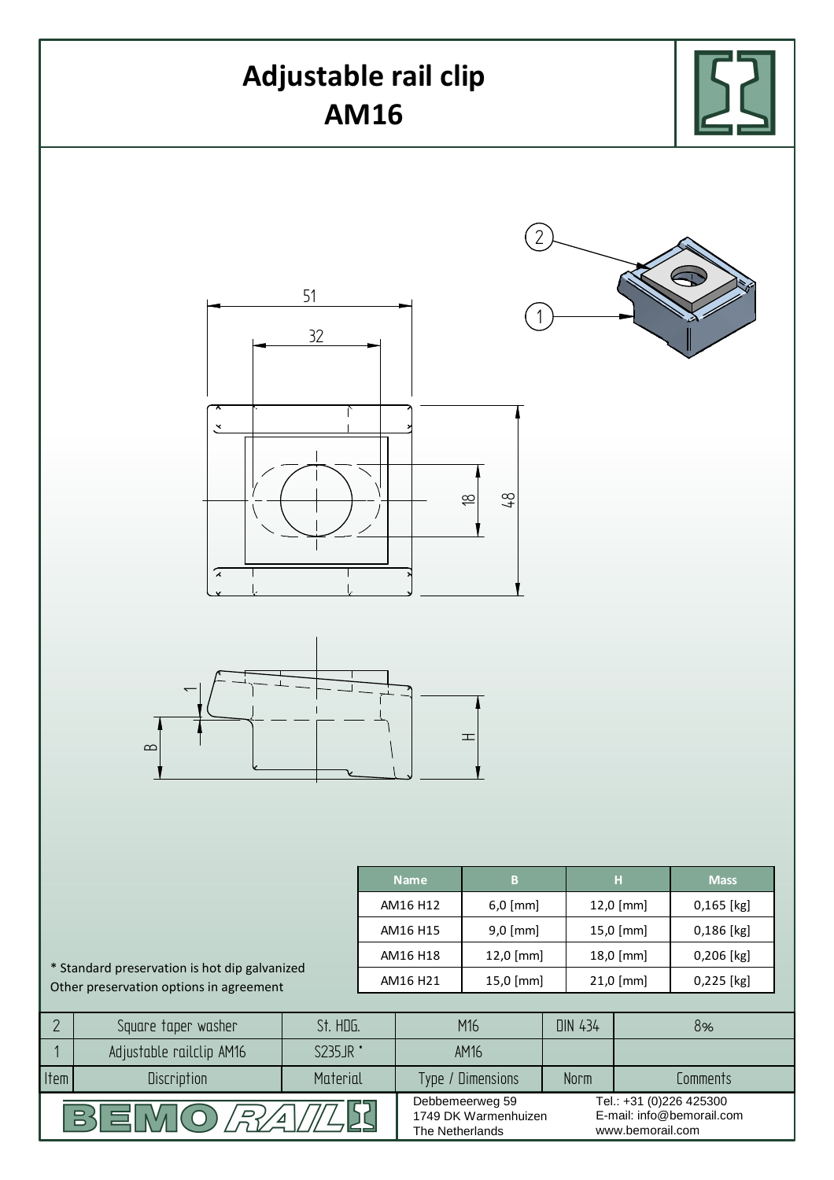# Adjustable rail clip AM16

51

32

18

48

1

B

H

2

1

| Name | B | H | Mass |
| --- | --- | --- | --- |
| AM16 H12 | 6,0 [mm] | 12,0 [mm] | 0,165 [kg] |
| AM16 H15 | 9,0 [mm] | 15,0 [mm] | 0,186 [kg] |
| AM16 H18 | 12,0 [mm] | 18,0 [mm] | 0,206 [kg] |
| AM16 H21 | 15,0 [mm] | 21,0 [mm] | 0,225 [kg] |

* Standard preservation is hot dip galvanized
Other preservation options in agreement

| Item | Discription | Material | Type / Dimensions | Norm | Comments |
| --- | --- | --- | --- | --- | --- |
| 2 | Square taper washer | St. HDG. | M16 | DIN 434 | 8% |
| 1 | Adjustable railclip AM16 | S235JR * | AM16 | | |

BEMO RAIL

Debbemeerweg 59
1749 DK Warmenhuizen
The Netherlands

Tel.: +31 (0)226 425300
E-mail: info@bemorail.com
www.bemorail.com